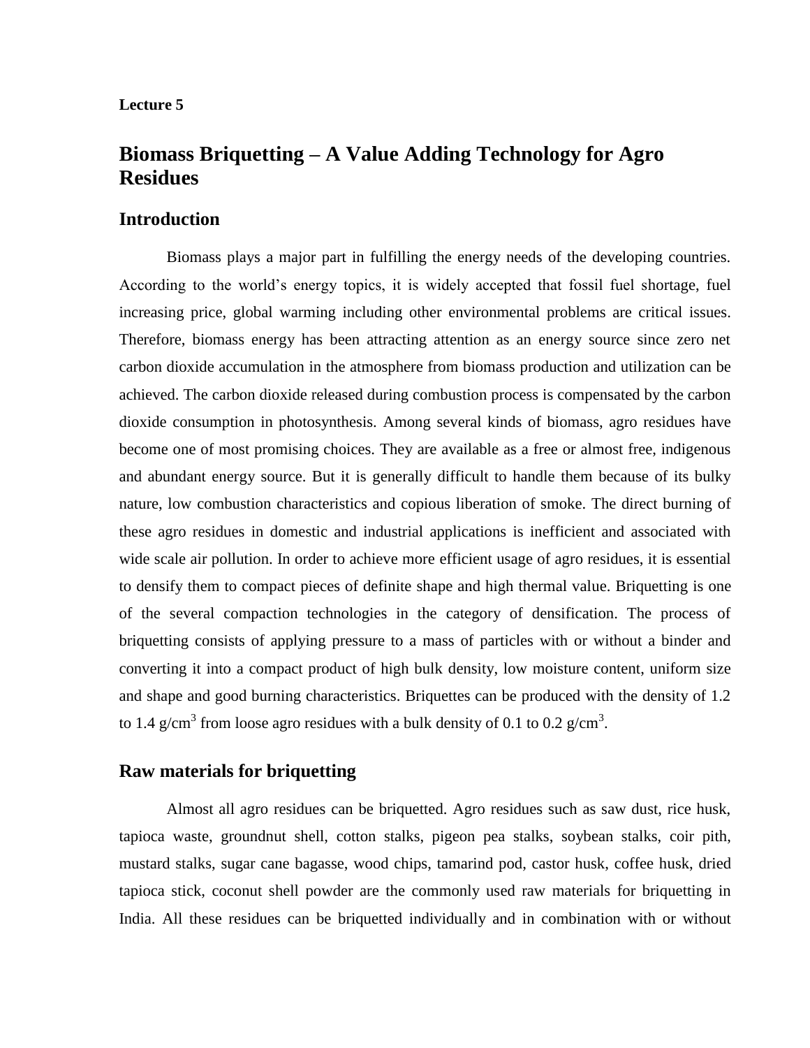**Lecture 5**

# Biomass Briquetting – A Value Adding Technology for Agro Residues

## Introduction

Biomass plays a major part in fulfilling the energy needs of the developing countries. According to the world's energy topics, it is widely accepted that fossil fuel shortage, fuel increasing price, global warming including other environmental problems are critical issues. Therefore, biomass energy has been attracting attention as an energy source since zero net carbon dioxide accumulation in the atmosphere from biomass production and utilization can be achieved. The carbon dioxide released during combustion process is compensated by the carbon dioxide consumption in photosynthesis. Among several kinds of biomass, agro residues have become one of most promising choices. They are available as a free or almost free, indigenous and abundant energy source. But it is generally difficult to handle them because of its bulky nature, low combustion characteristics and copious liberation of smoke. The direct burning of these agro residues in domestic and industrial applications is inefficient and associated with wide scale air pollution. In order to achieve more efficient usage of agro residues, it is essential to densify them to compact pieces of definite shape and high thermal value. Briquetting is one of the several compaction technologies in the category of densification. The process of briquetting consists of applying pressure to a mass of particles with or without a binder and converting it into a compact product of high bulk density, low moisture content, uniform size and shape and good burning characteristics. Briquettes can be produced with the density of 1.2 to 1.4 g/cm$^3$ from loose agro residues with a bulk density of 0.1 to 0.2 g/cm$^3$.

## Raw materials for briquetting

Almost all agro residues can be briquetted. Agro residues such as saw dust, rice husk, tapioca waste, groundnut shell, cotton stalks, pigeon pea stalks, soybean stalks, coir pith, mustard stalks, sugar cane bagasse, wood chips, tamarind pod, castor husk, coffee husk, dried tapioca stick, coconut shell powder are the commonly used raw materials for briquetting in India. All these residues can be briquetted individually and in combination with or without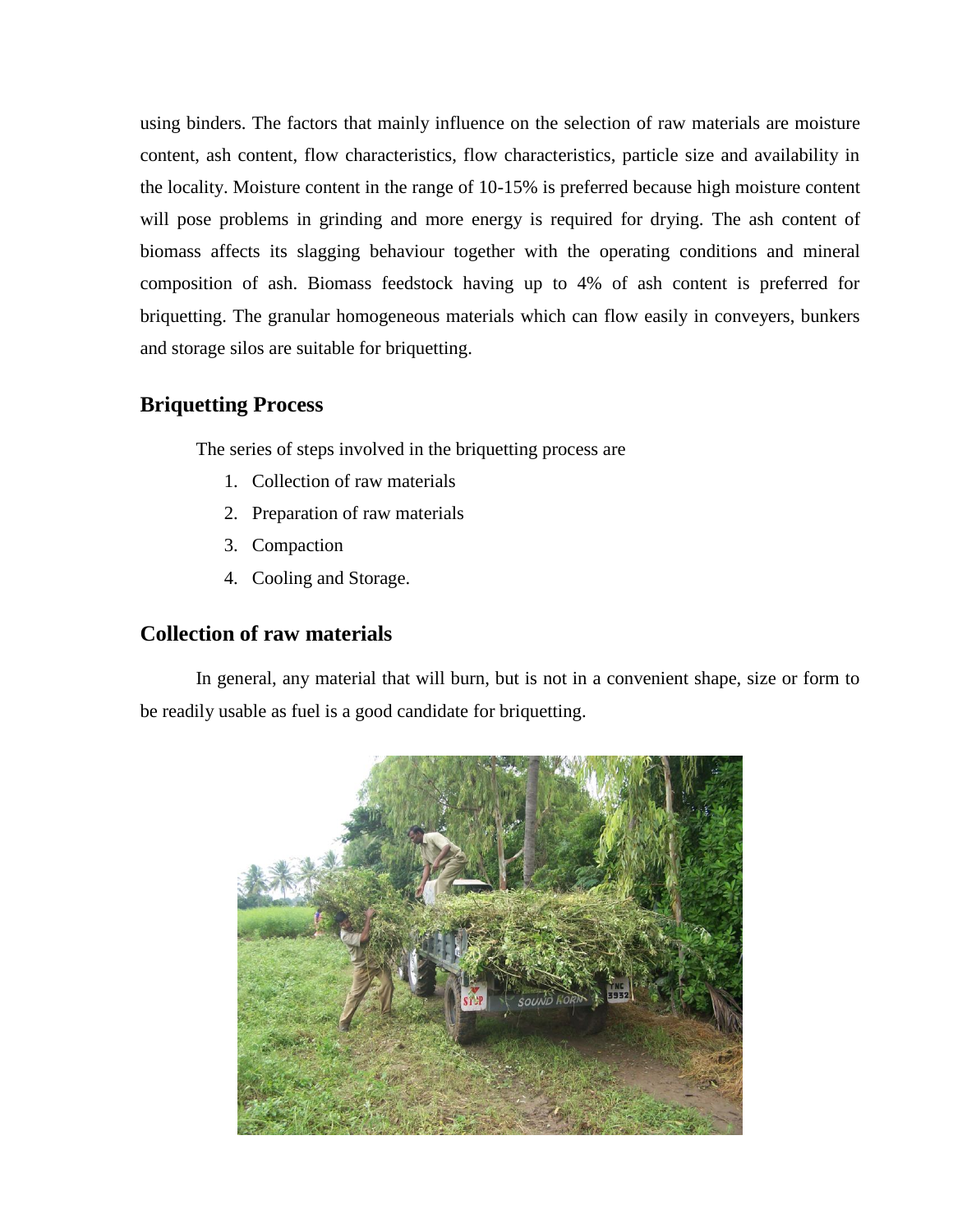using binders. The factors that mainly influence on the selection of raw materials are moisture content, ash content, flow characteristics, flow characteristics, particle size and availability in the locality. Moisture content in the range of 10-15% is preferred because high moisture content will pose problems in grinding and more energy is required for drying. The ash content of biomass affects its slagging behaviour together with the operating conditions and mineral composition of ash. Biomass feedstock having up to 4% of ash content is preferred for briquetting. The granular homogeneous materials which can flow easily in conveyers, bunkers and storage silos are suitable for briquetting.

## Briquetting Process

The series of steps involved in the briquetting process are

1. Collection of raw materials
2. Preparation of raw materials
3. Compaction
4. Cooling and Storage.

## Collection of raw materials

In general, any material that will burn, but is not in a convenient shape, size or form to be readily usable as fuel is a good candidate for briquetting.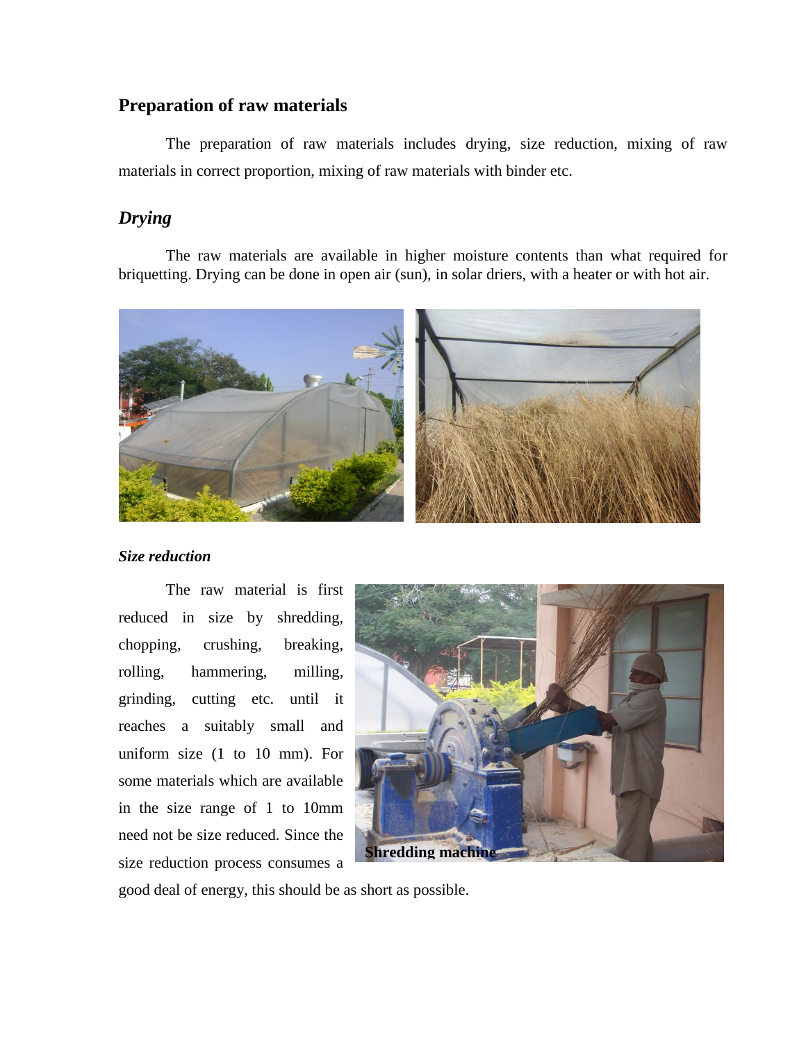## Preparation of raw materials

The preparation of raw materials includes drying, size reduction, mixing of raw materials in correct proportion, mixing of raw materials with binder etc.

### *Drying*

The raw materials are available in higher moisture contents than what required for briquetting. Drying can be done in open air (sun), in solar driers, with a heater or with hot air.

#### ***Size reduction***

The raw material is first reduced in size by shredding, chopping, crushing, breaking, rolling, hammering, milling, grinding, cutting etc. until it reaches a suitably small and uniform size (1 to 10 mm). For some materials which are available in the size range of 1 to 10mm need not be size reduced. Since the size reduction process consumes a good deal of energy, this should be as short as possible.

**Shredding machine**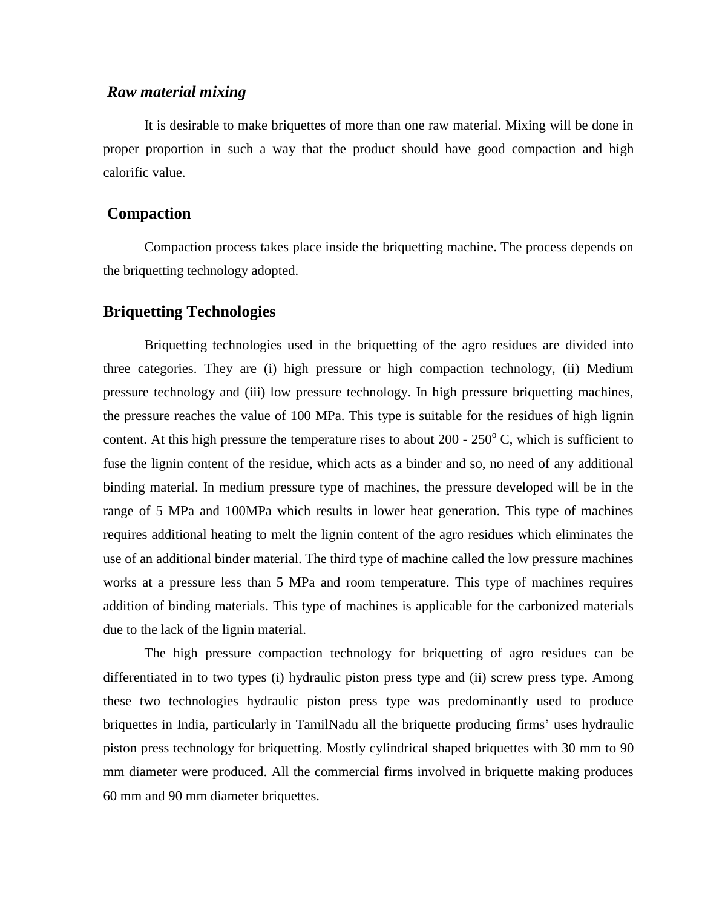### *Raw material mixing*

It is desirable to make briquettes of more than one raw material. Mixing will be done in proper proportion in such a way that the product should have good compaction and high calorific value.

### Compaction

Compaction process takes place inside the briquetting machine. The process depends on the briquetting technology adopted.

## Briquetting Technologies

Briquetting technologies used in the briquetting of the agro residues are divided into three categories. They are (i) high pressure or high compaction technology, (ii) Medium pressure technology and (iii) low pressure technology. In high pressure briquetting machines, the pressure reaches the value of 100 MPa. This type is suitable for the residues of high lignin content. At this high pressure the temperature rises to about 200 - 250$^{o}$ C, which is sufficient to fuse the lignin content of the residue, which acts as a binder and so, no need of any additional binding material. In medium pressure type of machines, the pressure developed will be in the range of 5 MPa and 100MPa which results in lower heat generation. This type of machines requires additional heating to melt the lignin content of the agro residues which eliminates the use of an additional binder material. The third type of machine called the low pressure machines works at a pressure less than 5 MPa and room temperature. This type of machines requires addition of binding materials. This type of machines is applicable for the carbonized materials due to the lack of the lignin material.

The high pressure compaction technology for briquetting of agro residues can be differentiated in to two types (i) hydraulic piston press type and (ii) screw press type. Among these two technologies hydraulic piston press type was predominantly used to produce briquettes in India, particularly in TamilNadu all the briquette producing firms' uses hydraulic piston press technology for briquetting. Mostly cylindrical shaped briquettes with 30 mm to 90 mm diameter were produced. All the commercial firms involved in briquette making produces 60 mm and 90 mm diameter briquettes.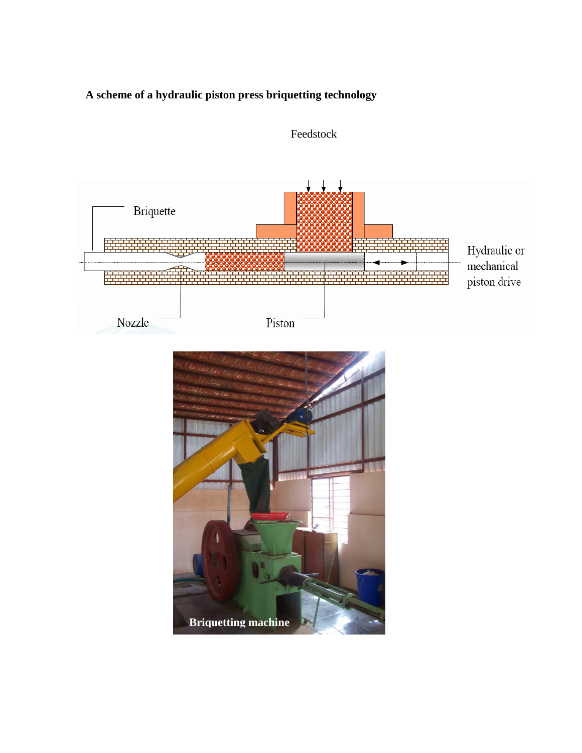**A scheme of a hydraulic piston press briquetting technology**

Feedstock

Briquette

Hydraulic or mechanical piston drive

Nozzle

Piston

Briquetting machine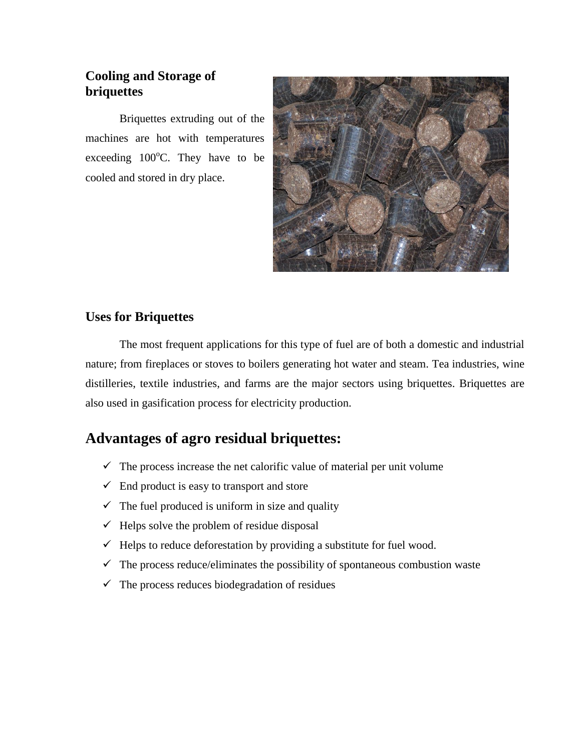### Cooling and Storage of briquettes

Briquettes extruding out of the machines are hot with temperatures exceeding 100$^{o}$C. They have to be cooled and stored in dry place.

### Uses for Briquettes

The most frequent applications for this type of fuel are of both a domestic and industrial nature; from fireplaces or stoves to boilers generating hot water and steam. Tea industries, wine distilleries, textile industries, and farms are the major sectors using briquettes. Briquettes are also used in gasification process for electricity production.

## Advantages of agro residual briquettes:

- ✓ The process increase the net calorific value of material per unit volume
- ✓ End product is easy to transport and store
- ✓ The fuel produced is uniform in size and quality
- ✓ Helps solve the problem of residue disposal
- ✓ Helps to reduce deforestation by providing a substitute for fuel wood.
- ✓ The process reduce/eliminates the possibility of spontaneous combustion waste
- ✓ The process reduces biodegradation of residues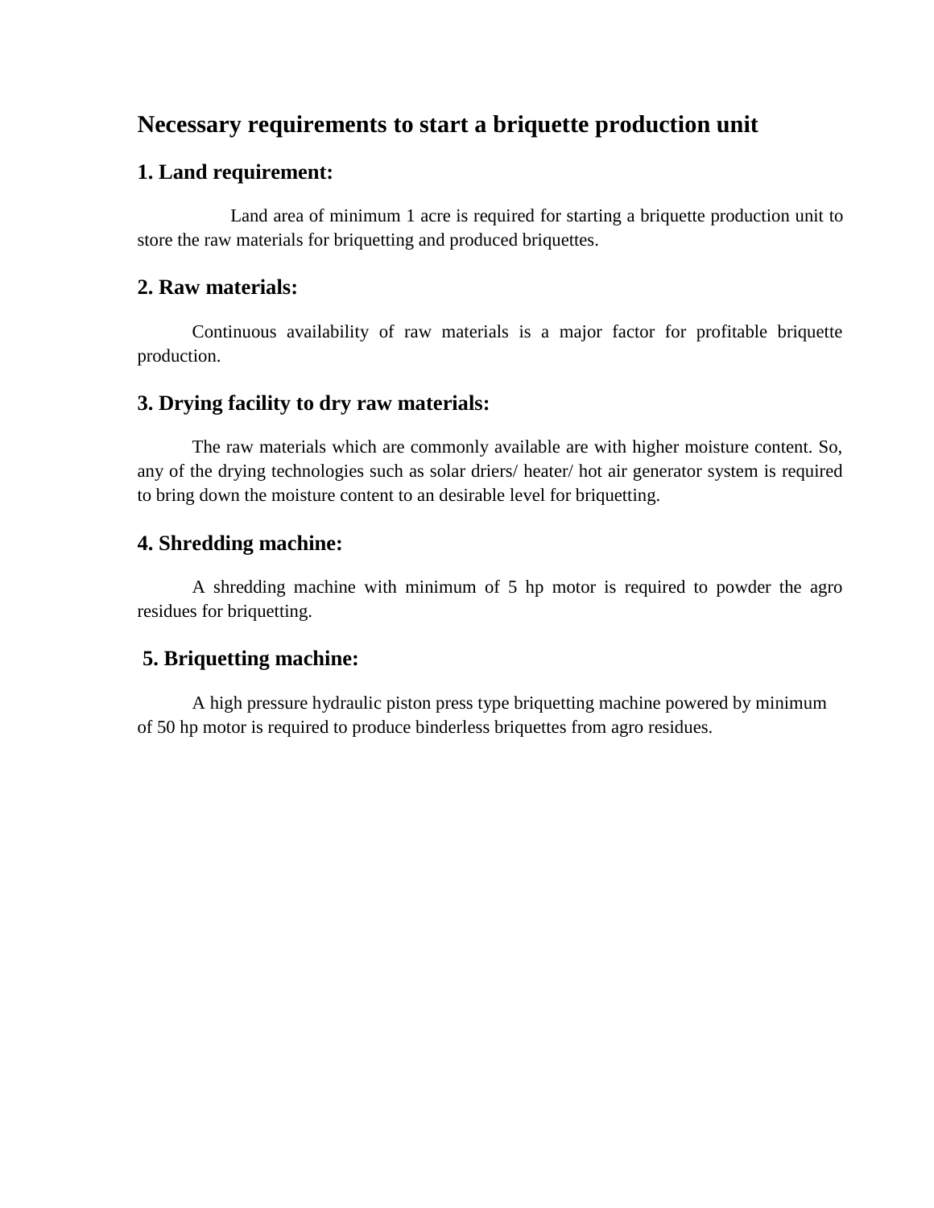## Necessary requirements to start a briquette production unit

### 1. Land requirement:

Land area of minimum 1 acre is required for starting a briquette production unit to store the raw materials for briquetting and produced briquettes.

### 2. Raw materials:

Continuous availability of raw materials is a major factor for profitable briquette production.

### 3. Drying facility to dry raw materials:

The raw materials which are commonly available are with higher moisture content. So, any of the drying technologies such as solar driers/ heater/ hot air generator system is required to bring down the moisture content to an desirable level for briquetting.

### 4. Shredding machine:

A shredding machine with minimum of 5 hp motor is required to powder the agro residues for briquetting.

### 5. Briquetting machine:

A high pressure hydraulic piston press type briquetting machine powered by minimum of 50 hp motor is required to produce binderless briquettes from agro residues.